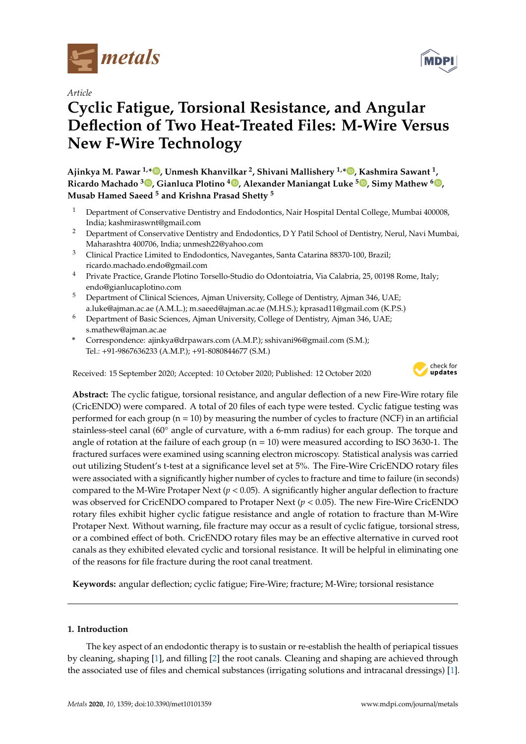*Article*

# Cyclic Fatigue, Torsional Resistance, and Angular Deflection of Two Heat-Treated Files: M-Wire Versus New F-Wire Technology

**Ajinkya M. Pawar [1,*], Unmesh Khanvilkar [2], Shivani Mallishery [1,*], Kashmira Sawant [1], Ricardo Machado [3], Gianluca Plotino [4], Alexander Maniangat Luke [5], Simy Mathew [6], Musab Hamed Saeed [5] and Krishna Prasad Shetty [5]**

1. Department of Conservative Dentistry and Endodontics, Nair Hospital Dental College, Mumbai 400008, India; kashmiraswnt@gmail.com
2. Department of Conservative Dentistry and Endodontics, D Y Patil School of Dentistry, Nerul, Navi Mumbai, Maharashtra 400706, India; unmesh22@yahoo.com
3. Clinical Practice Limited to Endodontics, Navegantes, Santa Catarina 88370-100, Brazil; ricardo.machado.endo@gmail.com
4. Private Practice, Grande Plotino Torsello-Studio do Odontoiatria, Via Calabria, 25, 00198 Rome, Italy; endo@gianlucaplotino.com
5. Department of Clinical Sciences, Ajman University, College of Dentistry, Ajman 346, UAE; a.luke@ajman.ac.ae (A.M.L.); m.saeed@ajman.ac.ae (M.H.S.); kprasad11@gmail.com (K.P.S.)
6. Department of Basic Sciences, Ajman University, College of Dentistry, Ajman 346, UAE; s.mathew@ajman.ac.ae

\* Correspondence: ajinkya@drpawars.com (A.M.P.); sshivani96@gmail.com (S.M.); Tel.: +91-9867636233 (A.M.P.); +91-8080844677 (S.M.)

Received: 15 September 2020; Accepted: 10 October 2020; Published: 12 October 2020

**Abstract:** The cyclic fatigue, torsional resistance, and angular deflection of a new Fire-Wire rotary file (CricENDO) were compared. A total of 20 files of each type were tested. Cyclic fatigue testing was performed for each group (n = 10) by measuring the number of cycles to fracture (NCF) in an artificial stainless-steel canal (60° angle of curvature, with a 6-mm radius) for each group. The torque and angle of rotation at the failure of each group (n = 10) were measured according to ISO 3630-1. The fractured surfaces were examined using scanning electron microscopy. Statistical analysis was carried out utilizing Student's t-test at a significance level set at 5%. The Fire-Wire CricENDO rotary files were associated with a significantly higher number of cycles to fracture and time to failure (in seconds) compared to the M-Wire Protaper Next ($p < 0.05$). A significantly higher angular deflection to fracture was observed for CricENDO compared to Protaper Next ($p < 0.05$). The new Fire-Wire CricENDO rotary files exhibit higher cyclic fatigue resistance and angle of rotation to fracture than M-Wire Protaper Next. Without warning, file fracture may occur as a result of cyclic fatigue, torsional stress, or a combined effect of both. CricENDO rotary files may be an effective alternative in curved root canals as they exhibited elevated cyclic and torsional resistance. It will be helpful in eliminating one of the reasons for file fracture during the root canal treatment.

**Keywords:** angular deflection; cyclic fatigue; Fire-Wire; fracture; M-Wire; torsional resistance

## 1. Introduction

The key aspect of an endodontic therapy is to sustain or re-establish the health of periapical tissues by cleaning, shaping [1], and filling [2] the root canals. Cleaning and shaping are achieved through the associated use of files and chemical substances (irrigating solutions and intracanal dressings) [1].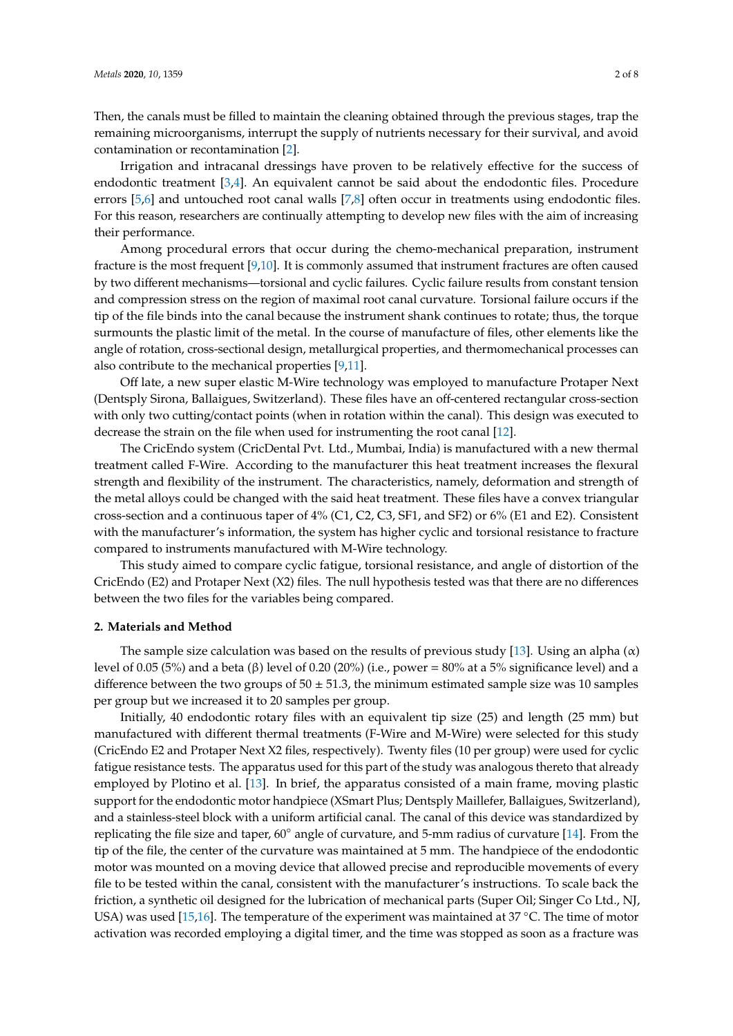Then, the canals must be filled to maintain the cleaning obtained through the previous stages, trap the remaining microorganisms, interrupt the supply of nutrients necessary for their survival, and avoid contamination or recontamination [2].

Irrigation and intracanal dressings have proven to be relatively effective for the success of endodontic treatment [3,4]. An equivalent cannot be said about the endodontic files. Procedure errors [5,6] and untouched root canal walls [7,8] often occur in treatments using endodontic files. For this reason, researchers are continually attempting to develop new files with the aim of increasing their performance.

Among procedural errors that occur during the chemo-mechanical preparation, instrument fracture is the most frequent [9,10]. It is commonly assumed that instrument fractures are often caused by two different mechanisms—torsional and cyclic failures. Cyclic failure results from constant tension and compression stress on the region of maximal root canal curvature. Torsional failure occurs if the tip of the file binds into the canal because the instrument shank continues to rotate; thus, the torque surmounts the plastic limit of the metal. In the course of manufacture of files, other elements like the angle of rotation, cross-sectional design, metallurgical properties, and thermomechanical processes can also contribute to the mechanical properties [9,11].

Off late, a new super elastic M-Wire technology was employed to manufacture Protaper Next (Dentsply Sirona, Ballaigues, Switzerland). These files have an off-centered rectangular cross-section with only two cutting/contact points (when in rotation within the canal). This design was executed to decrease the strain on the file when used for instrumenting the root canal [12].

The CricEndo system (CricDental Pvt. Ltd., Mumbai, India) is manufactured with a new thermal treatment called F-Wire. According to the manufacturer this heat treatment increases the flexural strength and flexibility of the instrument. The characteristics, namely, deformation and strength of the metal alloys could be changed with the said heat treatment. These files have a convex triangular cross-section and a continuous taper of 4% (C1, C2, C3, SF1, and SF2) or 6% (E1 and E2). Consistent with the manufacturer's information, the system has higher cyclic and torsional resistance to fracture compared to instruments manufactured with M-Wire technology.

This study aimed to compare cyclic fatigue, torsional resistance, and angle of distortion of the CricEndo (E2) and Protaper Next (X2) files. The null hypothesis tested was that there are no differences between the two files for the variables being compared.

## 2. Materials and Method

The sample size calculation was based on the results of previous study [13]. Using an alpha ($\alpha$) level of 0.05 (5%) and a beta ($\beta$) level of 0.20 (20%) (i.e., power = 80% at a 5% significance level) and a difference between the two groups of $50 \pm 51.3$, the minimum estimated sample size was 10 samples per group but we increased it to 20 samples per group.

Initially, 40 endodontic rotary files with an equivalent tip size (25) and length (25 mm) but manufactured with different thermal treatments (F-Wire and M-Wire) were selected for this study (CricEndo E2 and Protaper Next X2 files, respectively). Twenty files (10 per group) were used for cyclic fatigue resistance tests. The apparatus used for this part of the study was analogous thereto that already employed by Plotino et al. [13]. In brief, the apparatus consisted of a main frame, moving plastic support for the endodontic motor handpiece (XSmart Plus; Dentsply Maillefer, Ballaigues, Switzerland), and a stainless-steel block with a uniform artificial canal. The canal of this device was standardized by replicating the file size and taper, 60° angle of curvature, and 5-mm radius of curvature [14]. From the tip of the file, the center of the curvature was maintained at 5 mm. The handpiece of the endodontic motor was mounted on a moving device that allowed precise and reproducible movements of every file to be tested within the canal, consistent with the manufacturer's instructions. To scale back the friction, a synthetic oil designed for the lubrication of mechanical parts (Super Oil; Singer Co Ltd., NJ, USA) was used [15,16]. The temperature of the experiment was maintained at 37 °C. The time of motor activation was recorded employing a digital timer, and the time was stopped as soon as a fracture was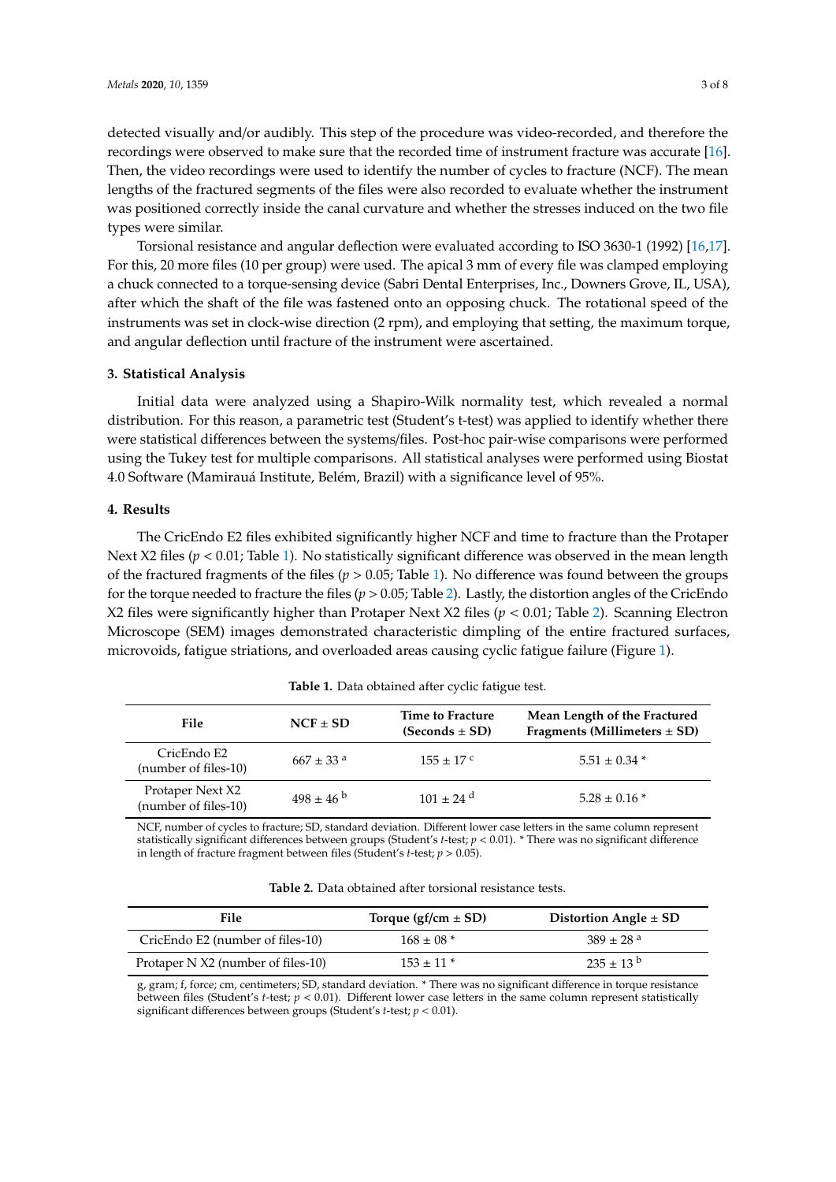detected visually and/or audibly. This step of the procedure was video-recorded, and therefore the recordings were observed to make sure that the recorded time of instrument fracture was accurate [16]. Then, the video recordings were used to identify the number of cycles to fracture (NCF). The mean lengths of the fractured segments of the files were also recorded to evaluate whether the instrument was positioned correctly inside the canal curvature and whether the stresses induced on the two file types were similar.

Torsional resistance and angular deflection were evaluated according to ISO 3630-1 (1992) [16,17]. For this, 20 more files (10 per group) were used. The apical 3 mm of every file was clamped employing a chuck connected to a torque-sensing device (Sabri Dental Enterprises, Inc., Downers Grove, IL, USA), after which the shaft of the file was fastened onto an opposing chuck. The rotational speed of the instruments was set in clock-wise direction (2 rpm), and employing that setting, the maximum torque, and angular deflection until fracture of the instrument were ascertained.

## 3. Statistical Analysis

Initial data were analyzed using a Shapiro-Wilk normality test, which revealed a normal distribution. For this reason, a parametric test (Student's t-test) was applied to identify whether there were statistical differences between the systems/files. Post-hoc pair-wise comparisons were performed using the Tukey test for multiple comparisons. All statistical analyses were performed using Biostat 4.0 Software (Mamirauá Institute, Belém, Brazil) with a significance level of 95%.

## 4. Results

The CricEndo E2 files exhibited significantly higher NCF and time to fracture than the Protaper Next X2 files ($p < 0.01$; Table 1). No statistically significant difference was observed in the mean length of the fractured fragments of the files ($p > 0.05$; Table 1). No difference was found between the groups for the torque needed to fracture the files ($p > 0.05$; Table 2). Lastly, the distortion angles of the CricEndo X2 files were significantly higher than Protaper Next X2 files ($p < 0.01$; Table 2). Scanning Electron Microscope (SEM) images demonstrated characteristic dimpling of the entire fractured surfaces, microvoids, fatigue striations, and overloaded areas causing cyclic fatigue failure (Figure 1).

**Table 1.** Data obtained after cyclic fatigue test.

| File | NCF ± SD | Time to Fracture (Seconds ± SD) | Mean Length of the Fractured Fragments (Millimeters ± SD) |
|---|---|---|---|
| CricEndo E2 (number of files-10) | $667 \pm 33^{a}$ | $155 \pm 17^{c}$ | $5.51 \pm 0.34$ * |
| Protaper Next X2 (number of files-10) | $498 \pm 46^{b}$ | $101 \pm 24^{d}$ | $5.28 \pm 0.16$ * |

NCF, number of cycles to fracture; SD, standard deviation. Different lower case letters in the same column represent statistically significant differences between groups (Student's *t*-test; $p < 0.01$). * There was no significant difference in length of fracture fragment between files (Student's *t*-test; $p > 0.05$).

**Table 2.** Data obtained after torsional resistance tests.

| File | Torque (gf/cm ± SD) | Distortion Angle ± SD |
|---|---|---|
| CricEndo E2 (number of files-10) | $168 \pm 08$ * | $389 \pm 28^{a}$ |
| Protaper N X2 (number of files-10) | $153 \pm 11$ * | $235 \pm 13^{b}$ |

g, gram; f, force; cm, centimeters; SD, standard deviation. * There was no significant difference in torque resistance between files (Student's *t*-test; $p < 0.01$). Different lower case letters in the same column represent statistically significant differences between groups (Student's *t*-test; $p < 0.01$).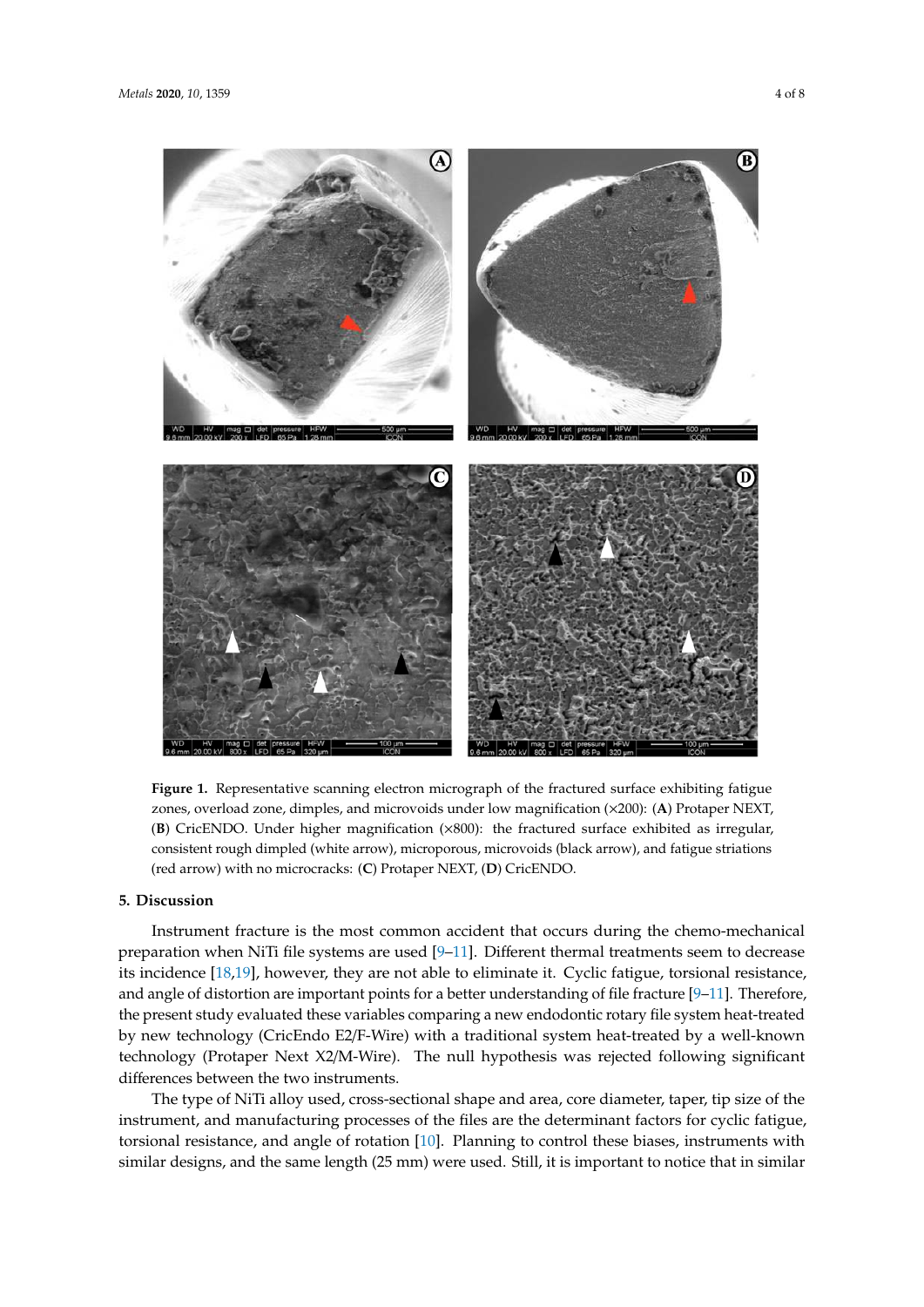**Figure 1.** Representative scanning electron micrograph of the fractured surface exhibiting fatigue zones, overload zone, dimples, and microvoids under low magnification (×200): (**A**) Protaper NEXT, (**B**) CricENDO. Under higher magnification (×800): the fractured surface exhibited as irregular, consistent rough dimpled (white arrow), microporous, microvoids (black arrow), and fatigue striations (red arrow) with no microcracks: (**C**) Protaper NEXT, (**D**) CricENDO.

## 5. Discussion

Instrument fracture is the most common accident that occurs during the chemo-mechanical preparation when NiTi file systems are used [9–11]. Different thermal treatments seem to decrease its incidence [18,19], however, they are not able to eliminate it. Cyclic fatigue, torsional resistance, and angle of distortion are important points for a better understanding of file fracture [9–11]. Therefore, the present study evaluated these variables comparing a new endodontic rotary file system heat-treated by new technology (CricEndo E2/F-Wire) with a traditional system heat-treated by a well-known technology (Protaper Next X2/M-Wire). The null hypothesis was rejected following significant differences between the two instruments.

The type of NiTi alloy used, cross-sectional shape and area, core diameter, taper, tip size of the instrument, and manufacturing processes of the files are the determinant factors for cyclic fatigue, torsional resistance, and angle of rotation [10]. Planning to control these biases, instruments with similar designs, and the same length (25 mm) were used. Still, it is important to notice that in similar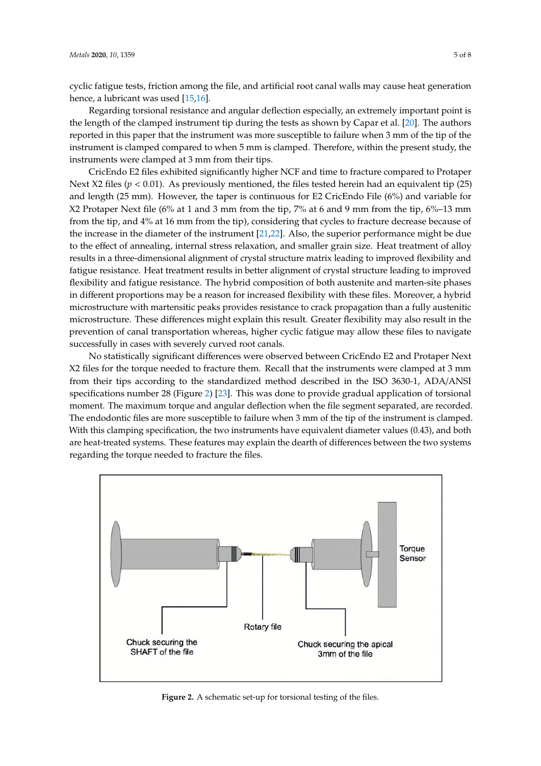cyclic fatigue tests, friction among the file, and artificial root canal walls may cause heat generation hence, a lubricant was used [15,16].

Regarding torsional resistance and angular deflection especially, an extremely important point is the length of the clamped instrument tip during the tests as shown by Capar et al. [20]. The authors reported in this paper that the instrument was more susceptible to failure when 3 mm of the tip of the instrument is clamped compared to when 5 mm is clamped. Therefore, within the present study, the instruments were clamped at 3 mm from their tips.

CricEndo E2 files exhibited significantly higher NCF and time to fracture compared to Protaper Next X2 files ($p < 0.01$). As previously mentioned, the files tested herein had an equivalent tip (25) and length (25 mm). However, the taper is continuous for E2 CricEndo File (6%) and variable for X2 Protaper Next file (6% at 1 and 3 mm from the tip, 7% at 6 and 9 mm from the tip, 6%–13 mm from the tip, and 4% at 16 mm from the tip), considering that cycles to fracture decrease because of the increase in the diameter of the instrument [21,22]. Also, the superior performance might be due to the effect of annealing, internal stress relaxation, and smaller grain size. Heat treatment of alloy results in a three-dimensional alignment of crystal structure matrix leading to improved flexibility and fatigue resistance. Heat treatment results in better alignment of crystal structure leading to improved flexibility and fatigue resistance. The hybrid composition of both austenite and marten-site phases in different proportions may be a reason for increased flexibility with these files. Moreover, a hybrid microstructure with martensitic peaks provides resistance to crack propagation than a fully austenitic microstructure. These differences might explain this result. Greater flexibility may also result in the prevention of canal transportation whereas, higher cyclic fatigue may allow these files to navigate successfully in cases with severely curved root canals.

No statistically significant differences were observed between CricEndo E2 and Protaper Next X2 files for the torque needed to fracture them. Recall that the instruments were clamped at 3 mm from their tips according to the standardized method described in the ISO 3630-1, ADA/ANSI specifications number 28 (Figure 2) [23]. This was done to provide gradual application of torsional moment. The maximum torque and angular deflection when the file segment separated, are recorded. The endodontic files are more susceptible to failure when 3 mm of the tip of the instrument is clamped. With this clamping specification, the two instruments have equivalent diameter values (0.43), and both are heat-treated systems. These features may explain the dearth of differences between the two systems regarding the torque needed to fracture the files.

**Figure 2.** A schematic set-up for torsional testing of the files.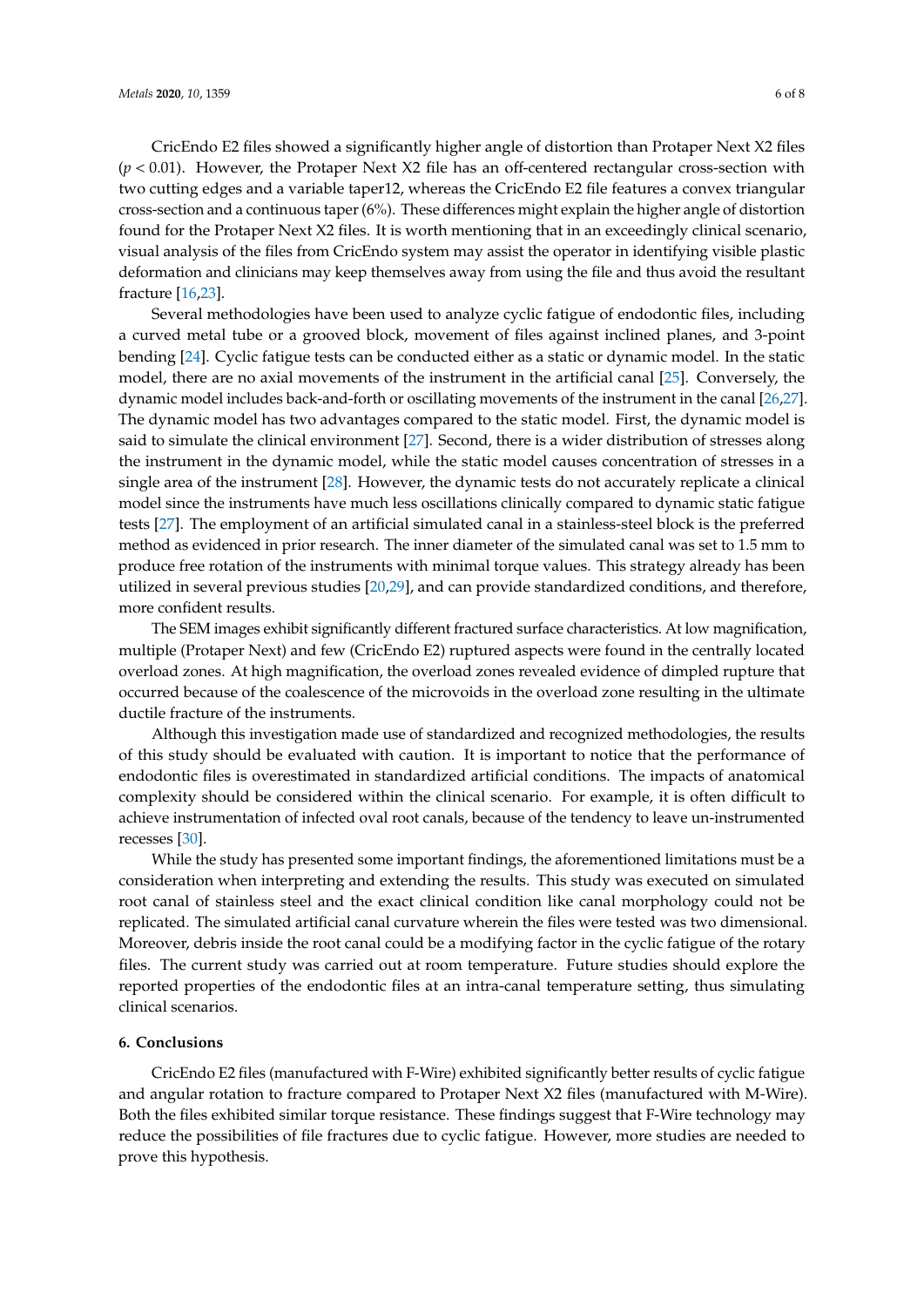CricEndo E2 files showed a significantly higher angle of distortion than Protaper Next X2 files ($p < 0.01$). However, the Protaper Next X2 file has an off-centered rectangular cross-section with two cutting edges and a variable taper12, whereas the CricEndo E2 file features a convex triangular cross-section and a continuous taper (6%). These differences might explain the higher angle of distortion found for the Protaper Next X2 files. It is worth mentioning that in an exceedingly clinical scenario, visual analysis of the files from CricEndo system may assist the operator in identifying visible plastic deformation and clinicians may keep themselves away from using the file and thus avoid the resultant fracture [16,23].

Several methodologies have been used to analyze cyclic fatigue of endodontic files, including a curved metal tube or a grooved block, movement of files against inclined planes, and 3-point bending [24]. Cyclic fatigue tests can be conducted either as a static or dynamic model. In the static model, there are no axial movements of the instrument in the artificial canal [25]. Conversely, the dynamic model includes back-and-forth or oscillating movements of the instrument in the canal [26,27]. The dynamic model has two advantages compared to the static model. First, the dynamic model is said to simulate the clinical environment [27]. Second, there is a wider distribution of stresses along the instrument in the dynamic model, while the static model causes concentration of stresses in a single area of the instrument [28]. However, the dynamic tests do not accurately replicate a clinical model since the instruments have much less oscillations clinically compared to dynamic static fatigue tests [27]. The employment of an artificial simulated canal in a stainless-steel block is the preferred method as evidenced in prior research. The inner diameter of the simulated canal was set to 1.5 mm to produce free rotation of the instruments with minimal torque values. This strategy already has been utilized in several previous studies [20,29], and can provide standardized conditions, and therefore, more confident results.

The SEM images exhibit significantly different fractured surface characteristics. At low magnification, multiple (Protaper Next) and few (CricEndo E2) ruptured aspects were found in the centrally located overload zones. At high magnification, the overload zones revealed evidence of dimpled rupture that occurred because of the coalescence of the microvoids in the overload zone resulting in the ultimate ductile fracture of the instruments.

Although this investigation made use of standardized and recognized methodologies, the results of this study should be evaluated with caution. It is important to notice that the performance of endodontic files is overestimated in standardized artificial conditions. The impacts of anatomical complexity should be considered within the clinical scenario. For example, it is often difficult to achieve instrumentation of infected oval root canals, because of the tendency to leave un-instrumented recesses [30].

While the study has presented some important findings, the aforementioned limitations must be a consideration when interpreting and extending the results. This study was executed on simulated root canal of stainless steel and the exact clinical condition like canal morphology could not be replicated. The simulated artificial canal curvature wherein the files were tested was two dimensional. Moreover, debris inside the root canal could be a modifying factor in the cyclic fatigue of the rotary files. The current study was carried out at room temperature. Future studies should explore the reported properties of the endodontic files at an intra-canal temperature setting, thus simulating clinical scenarios.

## 6. Conclusions

CricEndo E2 files (manufactured with F-Wire) exhibited significantly better results of cyclic fatigue and angular rotation to fracture compared to Protaper Next X2 files (manufactured with M-Wire). Both the files exhibited similar torque resistance. These findings suggest that F-Wire technology may reduce the possibilities of file fractures due to cyclic fatigue. However, more studies are needed to prove this hypothesis.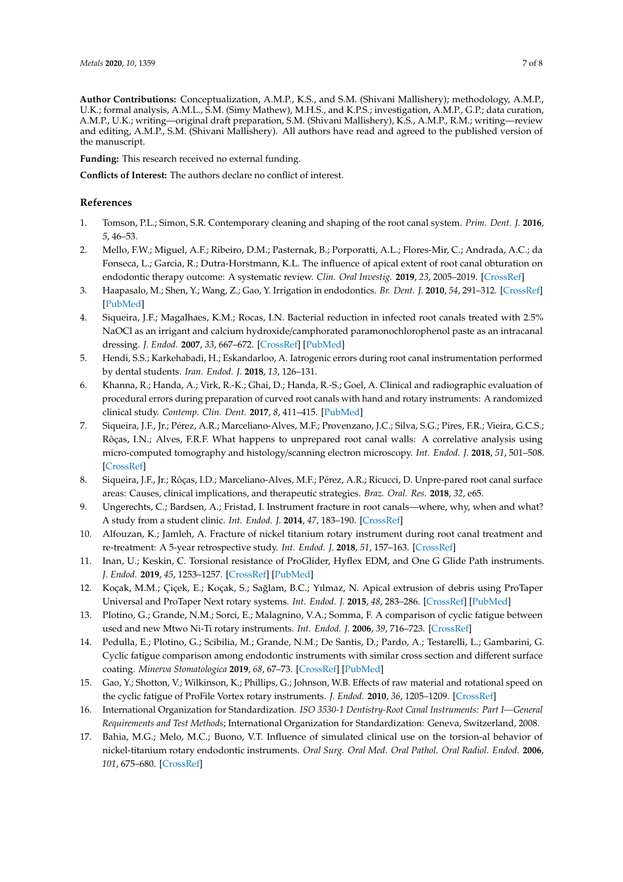**Author Contributions:** Conceptualization, A.M.P., K.S., and S.M. (Shivani Mallishery); methodology, A.M.P., U.K.; formal analysis, A.M.L., S.M. (Simy Mathew), M.H.S., and K.P.S.; investigation, A.M.P., G.P.; data curation, A.M.P., U.K.; writing—original draft preparation, S.M. (Shivani Mallishery), K.S., A.M.P., R.M.; writing—review and editing, A.M.P., S.M. (Shivani Mallishery). All authors have read and agreed to the published version of the manuscript.

**Funding:** This research received no external funding.

**Conflicts of Interest:** The authors declare no conflict of interest.

## References

1. Tomson, P.L.; Simon, S.R. Contemporary cleaning and shaping of the root canal system. *Prim. Dent. J.* **2016**, *5*, 46–53.
2. Mello, F.W.; Miguel, A.F.; Ribeiro, D.M.; Pasternak, B.; Porporatti, A.L.; Flores-Mir, C.; Andrada, A.C.; da Fonseca, L.; Garcia, R.; Dutra-Horstmann, K.L. The influence of apical extent of root canal obturation on endodontic therapy outcome: A systematic review. *Clin. Oral Investig.* **2019**, *23*, 2005–2019. [CrossRef]
3. Haapasalo, M.; Shen, Y.; Wang, Z.; Gao, Y. Irrigation in endodontics. *Br. Dent. J.* **2010**, *54*, 291–312. [CrossRef] [PubMed]
4. Siqueira, J.F.; Magalhaes, K.M.; Rocas, I.N. Bacterial reduction in infected root canals treated with 2.5% NaOCl as an irrigant and calcium hydroxide/camphorated paramonochlorophenol paste as an intracanal dressing. *J. Endod.* **2007**, *33*, 667–672. [CrossRef] [PubMed]
5. Hendi, S.S.; Karkehabadi, H.; Eskandarloo, A. Iatrogenic errors during root canal instrumentation performed by dental students. *Iran. Endod. J.* **2018**, *13*, 126–131.
6. Khanna, R.; Handa, A.; Virk, R.-K.; Ghai, D.; Handa, R.-S.; Goel, A. Clinical and radiographic evaluation of procedural errors during preparation of curved root canals with hand and rotary instruments: A randomized clinical study. *Contemp. Clin. Dent.* **2017**, *8*, 411–415. [PubMed]
7. Siqueira, J.F., Jr.; Pérez, A.R.; Marceliano-Alves, M.F.; Provenzano, J.C.; Silva, S.G.; Pires, F.R.; Vieira, G.C.S.; Rôças, I.N.; Alves, F.R.F. What happens to unprepared root canal walls: A correlative analysis using micro-computed tomography and histology/scanning electron microscopy. *Int. Endod. J.* **2018**, *51*, 501–508. [CrossRef]
8. Siqueira, J.F., Jr.; Rôças, I.D.; Marceliano-Alves, M.F.; Pérez, A.R.; Ricucci, D. Unpre-pared root canal surface areas: Causes, clinical implications, and therapeutic strategies. *Braz. Oral. Res.* **2018**, *32*, e65.
9. Ungerechts, C.; Bardsen, A.; Fristad, I. Instrument fracture in root canals—where, why, when and what? A study from a student clinic. *Int. Endod. J.* **2014**, *47*, 183–190. [CrossRef]
10. Alfouzan, K.; Jamleh, A. Fracture of nickel titanium rotary instrument during root canal treatment and re-treatment: A 5-year retrospective study. *Int. Endod. J.* **2018**, *51*, 157–163. [CrossRef]
11. Inan, U.; Keskin, C. Torsional resistance of ProGlider, Hyflex EDM, and One G Glide Path instruments. *J. Endod.* **2019**, *45*, 1253–1257. [CrossRef] [PubMed]
12. Koçak, M.M.; Çiçek, E.; Koçak, S.; Sağlam, B.C.; Yılmaz, N. Apical extrusion of debris using ProTaper Universal and ProTaper Next rotary systems. *Int. Endod. J.* **2015**, *48*, 283–286. [CrossRef] [PubMed]
13. Plotino, G.; Grande, N.M.; Sorci, E.; Malagnino, V.A.; Somma, F. A comparison of cyclic fatigue between used and new Mtwo Ni-Ti rotary instruments. *Int. Endod. J.* **2006**, *39*, 716–723. [CrossRef]
14. Pedulla, E.; Plotino, G.; Scibilia, M.; Grande, N.M.; De Santis, D.; Pardo, A.; Testarelli, L.; Gambarini, G. Cyclic fatigue comparison among endodontic instruments with similar cross section and different surface coating. *Minerva Stomatologica* **2019**, *68*, 67–73. [CrossRef] [PubMed]
15. Gao, Y.; Shotton, V.; Wilkinson, K.; Phillips, G.; Johnson, W.B. Effects of raw material and rotational speed on the cyclic fatigue of ProFile Vortex rotary instruments. *J. Endod.* **2010**, *36*, 1205–1209. [CrossRef]
16. International Organization for Standardization. *ISO 3530-1 Dentistry-Root Canal Instruments: Part I—General Requirements and Test Methods*; International Organization for Standardization: Geneva, Switzerland, 2008.
17. Bahia, M.G.; Melo, M.C.; Buono, V.T. Influence of simulated clinical use on the torsion-al behavior of nickel-titanium rotary endodontic instruments. *Oral Surg. Oral Med. Oral Pathol. Oral Radiol. Endod.* **2006**, *101*, 675–680. [CrossRef]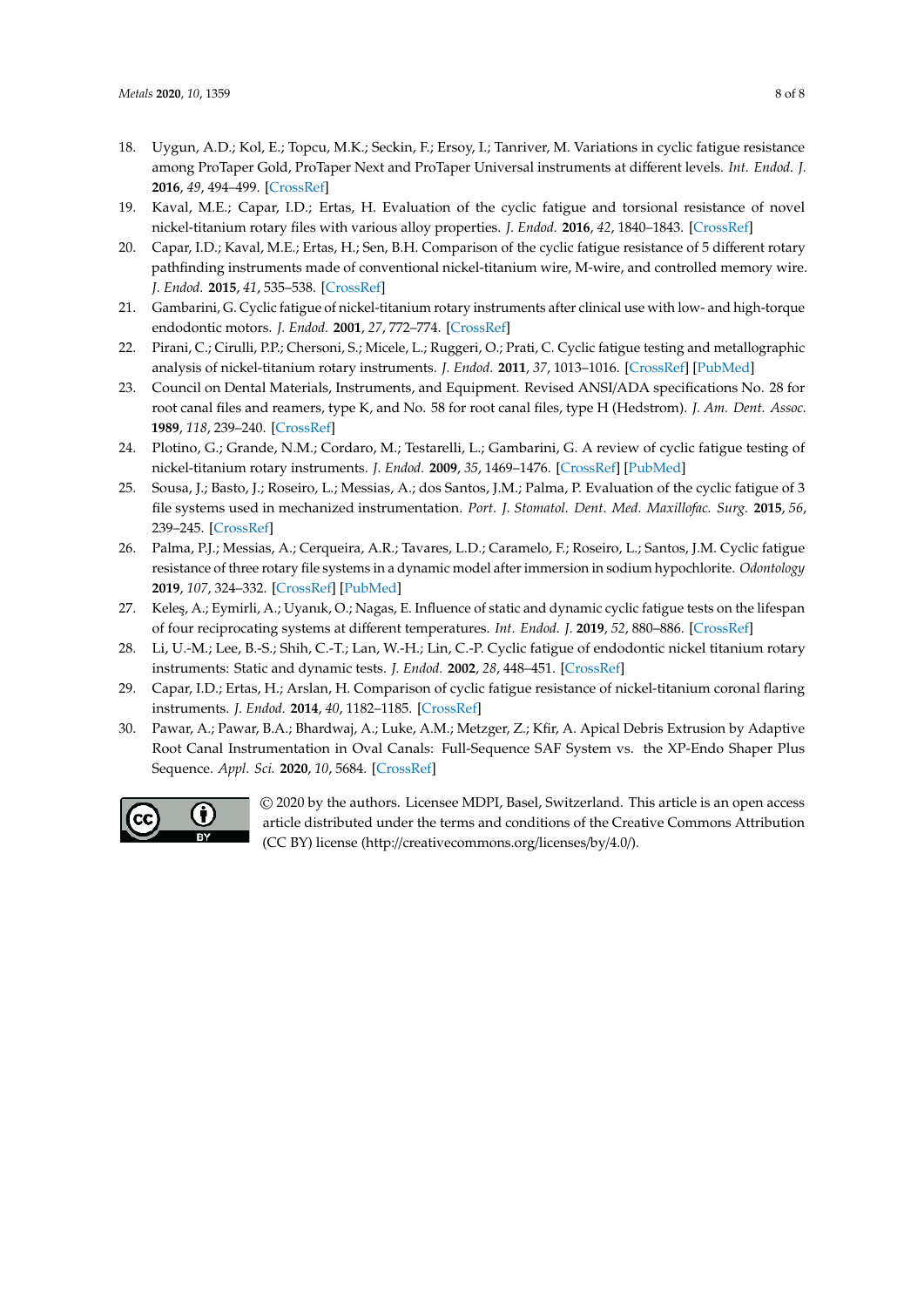18. Uygun, A.D.; Kol, E.; Topcu, M.K.; Seckin, F.; Ersoy, I.; Tanriver, M. Variations in cyclic fatigue resistance among ProTaper Gold, ProTaper Next and ProTaper Universal instruments at different levels. *Int. Endod. J.* **2016**, *49*, 494–499. [CrossRef]
19. Kaval, M.E.; Capar, I.D.; Ertas, H. Evaluation of the cyclic fatigue and torsional resistance of novel nickel-titanium rotary files with various alloy properties. *J. Endod.* **2016**, *42*, 1840–1843. [CrossRef]
20. Capar, I.D.; Kaval, M.E.; Ertas, H.; Sen, B.H. Comparison of the cyclic fatigue resistance of 5 different rotary pathfinding instruments made of conventional nickel-titanium wire, M-wire, and controlled memory wire. *J. Endod.* **2015**, *41*, 535–538. [CrossRef]
21. Gambarini, G. Cyclic fatigue of nickel-titanium rotary instruments after clinical use with low- and high-torque endodontic motors. *J. Endod.* **2001**, *27*, 772–774. [CrossRef]
22. Pirani, C.; Cirulli, P.P.; Chersoni, S.; Micele, L.; Ruggeri, O.; Prati, C. Cyclic fatigue testing and metallographic analysis of nickel-titanium rotary instruments. *J. Endod.* **2011**, *37*, 1013–1016. [CrossRef] [PubMed]
23. Council on Dental Materials, Instruments, and Equipment. Revised ANSI/ADA specifications No. 28 for root canal files and reamers, type K, and No. 58 for root canal files, type H (Hedstrom). *J. Am. Dent. Assoc.* **1989**, *118*, 239–240. [CrossRef]
24. Plotino, G.; Grande, N.M.; Cordaro, M.; Testarelli, L.; Gambarini, G. A review of cyclic fatigue testing of nickel-titanium rotary instruments. *J. Endod.* **2009**, *35*, 1469–1476. [CrossRef] [PubMed]
25. Sousa, J.; Basto, J.; Roseiro, L.; Messias, A.; dos Santos, J.M.; Palma, P. Evaluation of the cyclic fatigue of 3 file systems used in mechanized instrumentation. *Port. J. Stomatol. Dent. Med. Maxillofac. Surg.* **2015**, *56*, 239–245. [CrossRef]
26. Palma, P.J.; Messias, A.; Cerqueira, A.R.; Tavares, L.D.; Caramelo, F.; Roseiro, L.; Santos, J.M. Cyclic fatigue resistance of three rotary file systems in a dynamic model after immersion in sodium hypochlorite. *Odontology* **2019**, *107*, 324–332. [CrossRef] [PubMed]
27. Keleş, A.; Eymirli, A.; Uyanık, O.; Nagas, E. Influence of static and dynamic cyclic fatigue tests on the lifespan of four reciprocating systems at different temperatures. *Int. Endod. J.* **2019**, *52*, 880–886. [CrossRef]
28. Li, U.-M.; Lee, B.-S.; Shih, C.-T.; Lan, W.-H.; Lin, C.-P. Cyclic fatigue of endodontic nickel titanium rotary instruments: Static and dynamic tests. *J. Endod.* **2002**, *28*, 448–451. [CrossRef]
29. Capar, I.D.; Ertas, H.; Arslan, H. Comparison of cyclic fatigue resistance of nickel-titanium coronal flaring instruments. *J. Endod.* **2014**, *40*, 1182–1185. [CrossRef]
30. Pawar, A.; Pawar, B.A.; Bhardwaj, A.; Luke, A.M.; Metzger, Z.; Kfir, A. Apical Debris Extrusion by Adaptive Root Canal Instrumentation in Oval Canals: Full-Sequence SAF System vs. the XP-Endo Shaper Plus Sequence. *Appl. Sci.* **2020**, *10*, 5684. [CrossRef]

© 2020 by the authors. Licensee MDPI, Basel, Switzerland. This article is an open access article distributed under the terms and conditions of the Creative Commons Attribution (CC BY) license (http://creativecommons.org/licenses/by/4.0/).